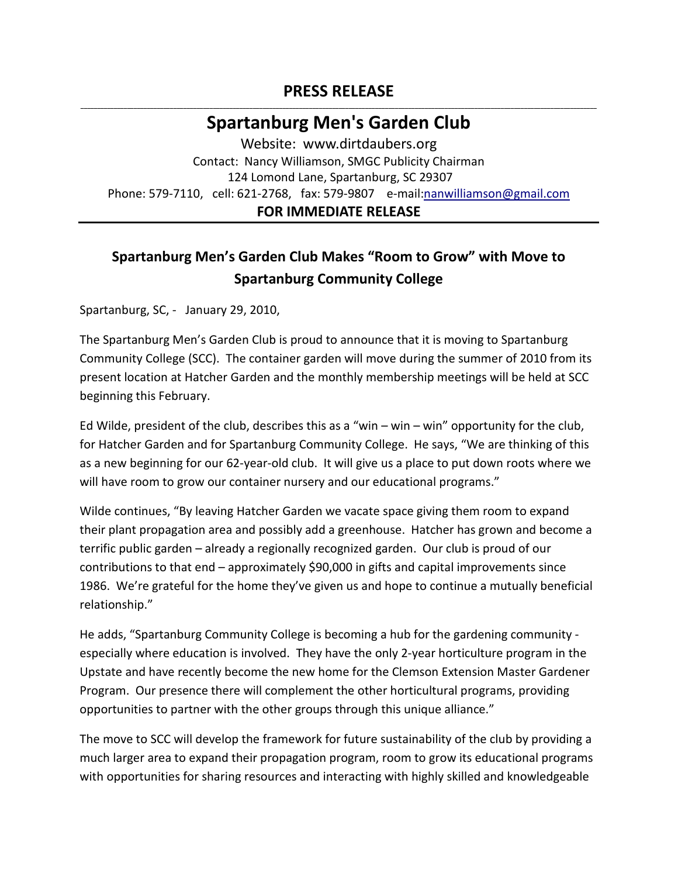# PRESS RELEASE

## Spartanburg Men's Garden Club

Website: www.dirtdaubers.org
Contact: Nancy Williamson, SMGC Publicity Chairman
124 Lomond Lane, Spartanburg, SC 29307
Phone: 579-7110, cell: 621-2768, fax: 579-9807 e-mail:nanwilliamson@gmail.com

**FOR IMMEDIATE RELEASE**

---

### Spartanburg Men's Garden Club Makes "Room to Grow" with Move to Spartanburg Community College

Spartanburg, SC, - January 29, 2010,

The Spartanburg Men's Garden Club is proud to announce that it is moving to Spartanburg Community College (SCC). The container garden will move during the summer of 2010 from its present location at Hatcher Garden and the monthly membership meetings will be held at SCC beginning this February.

Ed Wilde, president of the club, describes this as a "win – win – win" opportunity for the club, for Hatcher Garden and for Spartanburg Community College. He says, "We are thinking of this as a new beginning for our 62-year-old club. It will give us a place to put down roots where we will have room to grow our container nursery and our educational programs."

Wilde continues, "By leaving Hatcher Garden we vacate space giving them room to expand their plant propagation area and possibly add a greenhouse. Hatcher has grown and become a terrific public garden – already a regionally recognized garden. Our club is proud of our contributions to that end – approximately $90,000 in gifts and capital improvements since 1986. We're grateful for the home they've given us and hope to continue a mutually beneficial relationship."

He adds, "Spartanburg Community College is becoming a hub for the gardening community - especially where education is involved. They have the only 2-year horticulture program in the Upstate and have recently become the new home for the Clemson Extension Master Gardener Program. Our presence there will complement the other horticultural programs, providing opportunities to partner with the other groups through this unique alliance."

The move to SCC will develop the framework for future sustainability of the club by providing a much larger area to expand their propagation program, room to grow its educational programs with opportunities for sharing resources and interacting with highly skilled and knowledgeable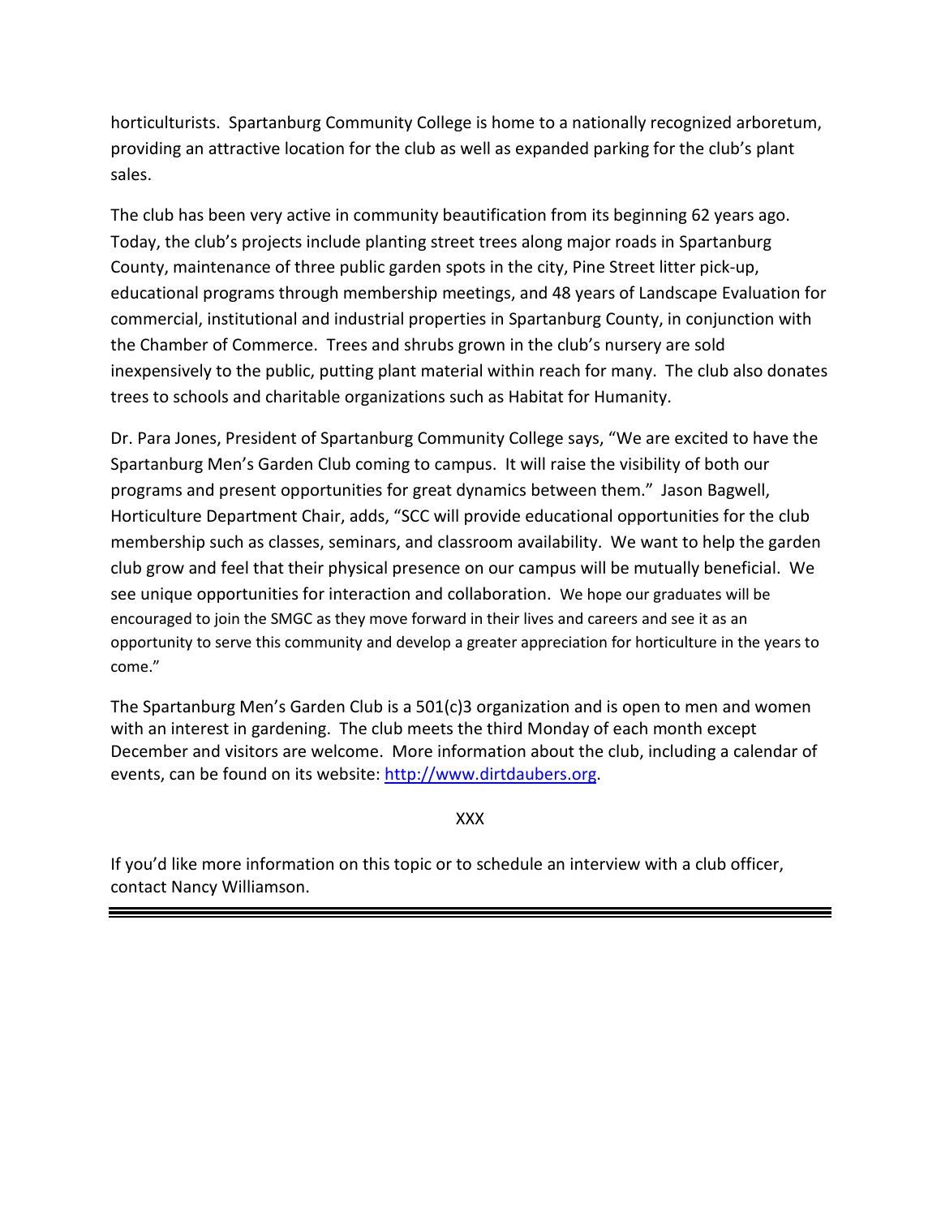horticulturists. Spartanburg Community College is home to a nationally recognized arboretum, providing an attractive location for the club as well as expanded parking for the club's plant sales.

The club has been very active in community beautification from its beginning 62 years ago. Today, the club's projects include planting street trees along major roads in Spartanburg County, maintenance of three public garden spots in the city, Pine Street litter pick-up, educational programs through membership meetings, and 48 years of Landscape Evaluation for commercial, institutional and industrial properties in Spartanburg County, in conjunction with the Chamber of Commerce. Trees and shrubs grown in the club's nursery are sold inexpensively to the public, putting plant material within reach for many. The club also donates trees to schools and charitable organizations such as Habitat for Humanity.

Dr. Para Jones, President of Spartanburg Community College says, "We are excited to have the Spartanburg Men's Garden Club coming to campus. It will raise the visibility of both our programs and present opportunities for great dynamics between them." Jason Bagwell, Horticulture Department Chair, adds, "SCC will provide educational opportunities for the club membership such as classes, seminars, and classroom availability. We want to help the garden club grow and feel that their physical presence on our campus will be mutually beneficial. We see unique opportunities for interaction and collaboration. We hope our graduates will be encouraged to join the SMGC as they move forward in their lives and careers and see it as an opportunity to serve this community and develop a greater appreciation for horticulture in the years to come."

The Spartanburg Men's Garden Club is a 501(c)3 organization and is open to men and women with an interest in gardening. The club meets the third Monday of each month except December and visitors are welcome. More information about the club, including a calendar of events, can be found on its website: [http://www.dirtdaubers.org](http://www.dirtdaubers.org).

XXX

If you'd like more information on this topic or to schedule an interview with a club officer, contact Nancy Williamson.